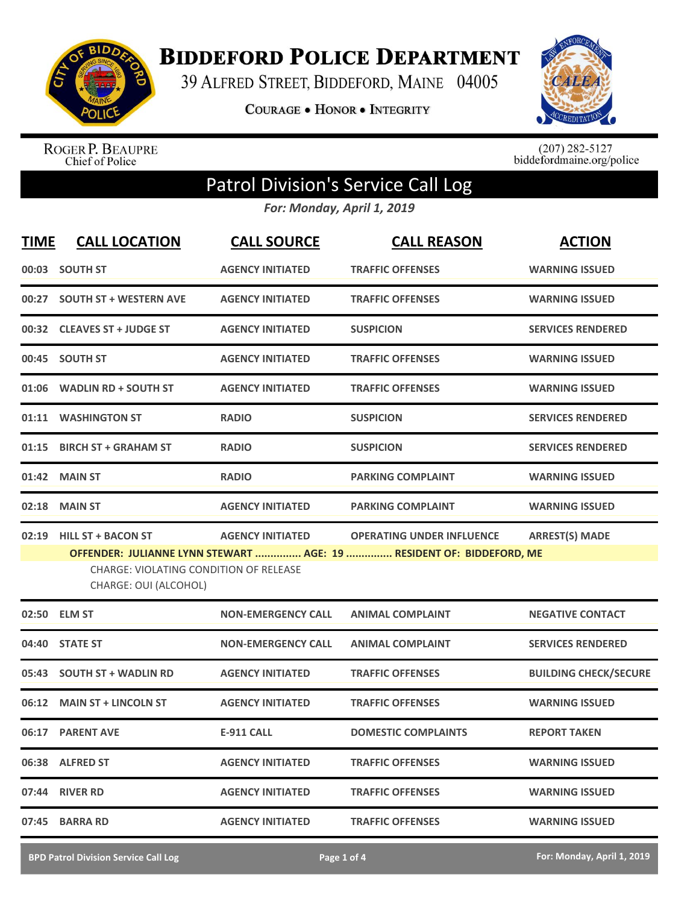# Biddeford Police Department

39 Alfred Street, Biddeford, Maine 04005

**Courage • Honor • Integrity**

Roger P. Beaupre
Chief of Police

(207) 282-5127
biddefordmaine.org/police

## Patrol Division's Service Call Log

***For: Monday, April 1, 2019***

| TIME | CALL LOCATION | CALL SOURCE | CALL REASON | ACTION |
|---|---|---|---|---|
| 00:03 | SOUTH ST | AGENCY INITIATED | TRAFFIC OFFENSES | WARNING ISSUED |
| 00:27 | SOUTH ST + WESTERN AVE | AGENCY INITIATED | TRAFFIC OFFENSES | WARNING ISSUED |
| 00:32 | CLEAVES ST + JUDGE ST | AGENCY INITIATED | SUSPICION | SERVICES RENDERED |
| 00:45 | SOUTH ST | AGENCY INITIATED | TRAFFIC OFFENSES | WARNING ISSUED |
| 01:06 | WADLIN RD + SOUTH ST | AGENCY INITIATED | TRAFFIC OFFENSES | WARNING ISSUED |
| 01:11 | WASHINGTON ST | RADIO | SUSPICION | SERVICES RENDERED |
| 01:15 | BIRCH ST + GRAHAM ST | RADIO | SUSPICION | SERVICES RENDERED |
| 01:42 | MAIN ST | RADIO | PARKING COMPLAINT | WARNING ISSUED |
| 02:18 | MAIN ST | AGENCY INITIATED | PARKING COMPLAINT | WARNING ISSUED |
| 02:19 | HILL ST + BACON ST | AGENCY INITIATED | OPERATING UNDER INFLUENCE | ARREST(S) MADE |
| | **OFFENDER: JULIANNE LYNN STEWART ............... AGE: 19 ............... RESIDENT OF: BIDDEFORD, ME**<br>CHARGE: VIOLATING CONDITION OF RELEASE<br>CHARGE: OUI (ALCOHOL) | | | |
| 02:50 | ELM ST | NON-EMERGENCY CALL | ANIMAL COMPLAINT | NEGATIVE CONTACT |
| 04:40 | STATE ST | NON-EMERGENCY CALL | ANIMAL COMPLAINT | SERVICES RENDERED |
| 05:43 | SOUTH ST + WADLIN RD | AGENCY INITIATED | TRAFFIC OFFENSES | BUILDING CHECK/SECURE |
| 06:12 | MAIN ST + LINCOLN ST | AGENCY INITIATED | TRAFFIC OFFENSES | WARNING ISSUED |
| 06:17 | PARENT AVE | E-911 CALL | DOMESTIC COMPLAINTS | REPORT TAKEN |
| 06:38 | ALFRED ST | AGENCY INITIATED | TRAFFIC OFFENSES | WARNING ISSUED |
| 07:44 | RIVER RD | AGENCY INITIATED | TRAFFIC OFFENSES | WARNING ISSUED |
| 07:45 | BARRA RD | AGENCY INITIATED | TRAFFIC OFFENSES | WARNING ISSUED |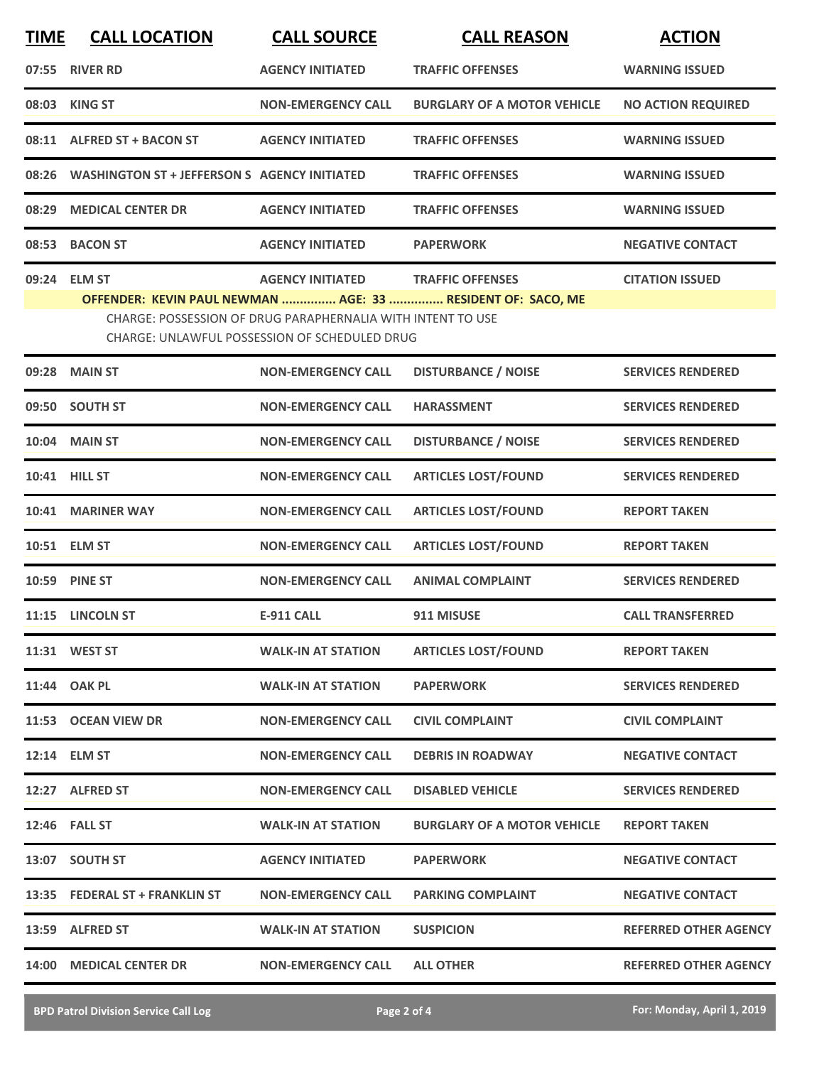| TIME | CALL LOCATION | CALL SOURCE | CALL REASON | ACTION |
|---|---|---|---|---|
| 07:55 | RIVER RD | AGENCY INITIATED | TRAFFIC OFFENSES | WARNING ISSUED |
| 08:03 | KING ST | NON-EMERGENCY CALL | BURGLARY OF A MOTOR VEHICLE | NO ACTION REQUIRED |
| 08:11 | ALFRED ST + BACON ST | AGENCY INITIATED | TRAFFIC OFFENSES | WARNING ISSUED |
| 08:26 | WASHINGTON ST + JEFFERSON S | AGENCY INITIATED | TRAFFIC OFFENSES | WARNING ISSUED |
| 08:29 | MEDICAL CENTER DR | AGENCY INITIATED | TRAFFIC OFFENSES | WARNING ISSUED |
| 08:53 | BACON ST | AGENCY INITIATED | PAPERWORK | NEGATIVE CONTACT |
| 09:24 | ELM ST | AGENCY INITIATED | TRAFFIC OFFENSES | CITATION ISSUED |
| | **OFFENDER: KEVIN PAUL NEWMAN ............... AGE: 33 ............... RESIDENT OF: SACO, ME** CHARGE: POSSESSION OF DRUG PARAPHERNALIA WITH INTENT TO USE CHARGE: UNLAWFUL POSSESSION OF SCHEDULED DRUG | | | |
| 09:28 | MAIN ST | NON-EMERGENCY CALL | DISTURBANCE / NOISE | SERVICES RENDERED |
| 09:50 | SOUTH ST | NON-EMERGENCY CALL | HARASSMENT | SERVICES RENDERED |
| 10:04 | MAIN ST | NON-EMERGENCY CALL | DISTURBANCE / NOISE | SERVICES RENDERED |
| 10:41 | HILL ST | NON-EMERGENCY CALL | ARTICLES LOST/FOUND | SERVICES RENDERED |
| 10:41 | MARINER WAY | NON-EMERGENCY CALL | ARTICLES LOST/FOUND | REPORT TAKEN |
| 10:51 | ELM ST | NON-EMERGENCY CALL | ARTICLES LOST/FOUND | REPORT TAKEN |
| 10:59 | PINE ST | NON-EMERGENCY CALL | ANIMAL COMPLAINT | SERVICES RENDERED |
| 11:15 | LINCOLN ST | E-911 CALL | 911 MISUSE | CALL TRANSFERRED |
| 11:31 | WEST ST | WALK-IN AT STATION | ARTICLES LOST/FOUND | REPORT TAKEN |
| 11:44 | OAK PL | WALK-IN AT STATION | PAPERWORK | SERVICES RENDERED |
| 11:53 | OCEAN VIEW DR | NON-EMERGENCY CALL | CIVIL COMPLAINT | CIVIL COMPLAINT |
| 12:14 | ELM ST | NON-EMERGENCY CALL | DEBRIS IN ROADWAY | NEGATIVE CONTACT |
| 12:27 | ALFRED ST | NON-EMERGENCY CALL | DISABLED VEHICLE | SERVICES RENDERED |
| 12:46 | FALL ST | WALK-IN AT STATION | BURGLARY OF A MOTOR VEHICLE | REPORT TAKEN |
| 13:07 | SOUTH ST | AGENCY INITIATED | PAPERWORK | NEGATIVE CONTACT |
| 13:35 | FEDERAL ST + FRANKLIN ST | NON-EMERGENCY CALL | PARKING COMPLAINT | NEGATIVE CONTACT |
| 13:59 | ALFRED ST | WALK-IN AT STATION | SUSPICION | REFERRED OTHER AGENCY |
| 14:00 | MEDICAL CENTER DR | NON-EMERGENCY CALL | ALL OTHER | REFERRED OTHER AGENCY |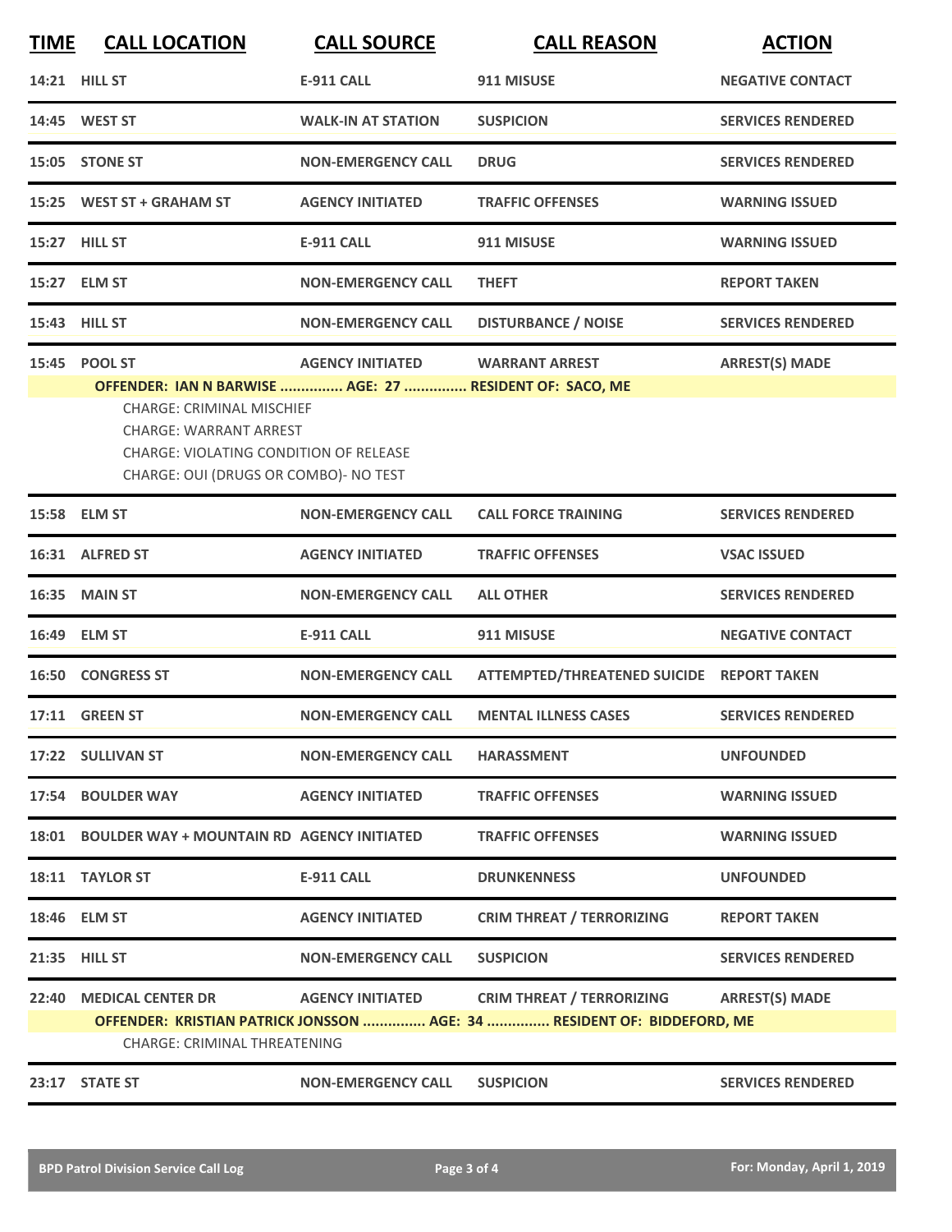| TIME | CALL LOCATION | CALL SOURCE | CALL REASON | ACTION |
|---|---|---|---|---|
| 14:21 | HILL ST | E-911 CALL | 911 MISUSE | NEGATIVE CONTACT |
| 14:45 | WEST ST | WALK-IN AT STATION | SUSPICION | SERVICES RENDERED |
| 15:05 | STONE ST | NON-EMERGENCY CALL | DRUG | SERVICES RENDERED |
| 15:25 | WEST ST + GRAHAM ST | AGENCY INITIATED | TRAFFIC OFFENSES | WARNING ISSUED |
| 15:27 | HILL ST | E-911 CALL | 911 MISUSE | WARNING ISSUED |
| 15:27 | ELM ST | NON-EMERGENCY CALL | THEFT | REPORT TAKEN |
| 15:43 | HILL ST | NON-EMERGENCY CALL | DISTURBANCE / NOISE | SERVICES RENDERED |
| 15:45 | POOL ST | AGENCY INITIATED | WARRANT ARREST | ARREST(S) MADE |

**OFFENDER: IAN N BARWISE ............... AGE: 27 ............... RESIDENT OF: SACO, ME**

CHARGE: CRIMINAL MISCHIEF
CHARGE: WARRANT ARREST
CHARGE: VIOLATING CONDITION OF RELEASE
CHARGE: OUI (DRUGS OR COMBO)- NO TEST

| TIME | CALL LOCATION | CALL SOURCE | CALL REASON | ACTION |
|---|---|---|---|---|
| 15:58 | ELM ST | NON-EMERGENCY CALL | CALL FORCE TRAINING | SERVICES RENDERED |
| 16:31 | ALFRED ST | AGENCY INITIATED | TRAFFIC OFFENSES | VSAC ISSUED |
| 16:35 | MAIN ST | NON-EMERGENCY CALL | ALL OTHER | SERVICES RENDERED |
| 16:49 | ELM ST | E-911 CALL | 911 MISUSE | NEGATIVE CONTACT |
| 16:50 | CONGRESS ST | NON-EMERGENCY CALL | ATTEMPTED/THREATENED SUICIDE | REPORT TAKEN |
| 17:11 | GREEN ST | NON-EMERGENCY CALL | MENTAL ILLNESS CASES | SERVICES RENDERED |
| 17:22 | SULLIVAN ST | NON-EMERGENCY CALL | HARASSMENT | UNFOUNDED |
| 17:54 | BOULDER WAY | AGENCY INITIATED | TRAFFIC OFFENSES | WARNING ISSUED |
| 18:01 | BOULDER WAY + MOUNTAIN RD | AGENCY INITIATED | TRAFFIC OFFENSES | WARNING ISSUED |
| 18:11 | TAYLOR ST | E-911 CALL | DRUNKENNESS | UNFOUNDED |
| 18:46 | ELM ST | AGENCY INITIATED | CRIM THREAT / TERRORIZING | REPORT TAKEN |
| 21:35 | HILL ST | NON-EMERGENCY CALL | SUSPICION | SERVICES RENDERED |
| 22:40 | MEDICAL CENTER DR | AGENCY INITIATED | CRIM THREAT / TERRORIZING | ARREST(S) MADE |

**OFFENDER: KRISTIAN PATRICK JONSSON ............... AGE: 34 ............... RESIDENT OF: BIDDEFORD, ME**

CHARGE: CRIMINAL THREATENING

| TIME | CALL LOCATION | CALL SOURCE | CALL REASON | ACTION |
|---|---|---|---|---|
| 23:17 | STATE ST | NON-EMERGENCY CALL | SUSPICION | SERVICES RENDERED |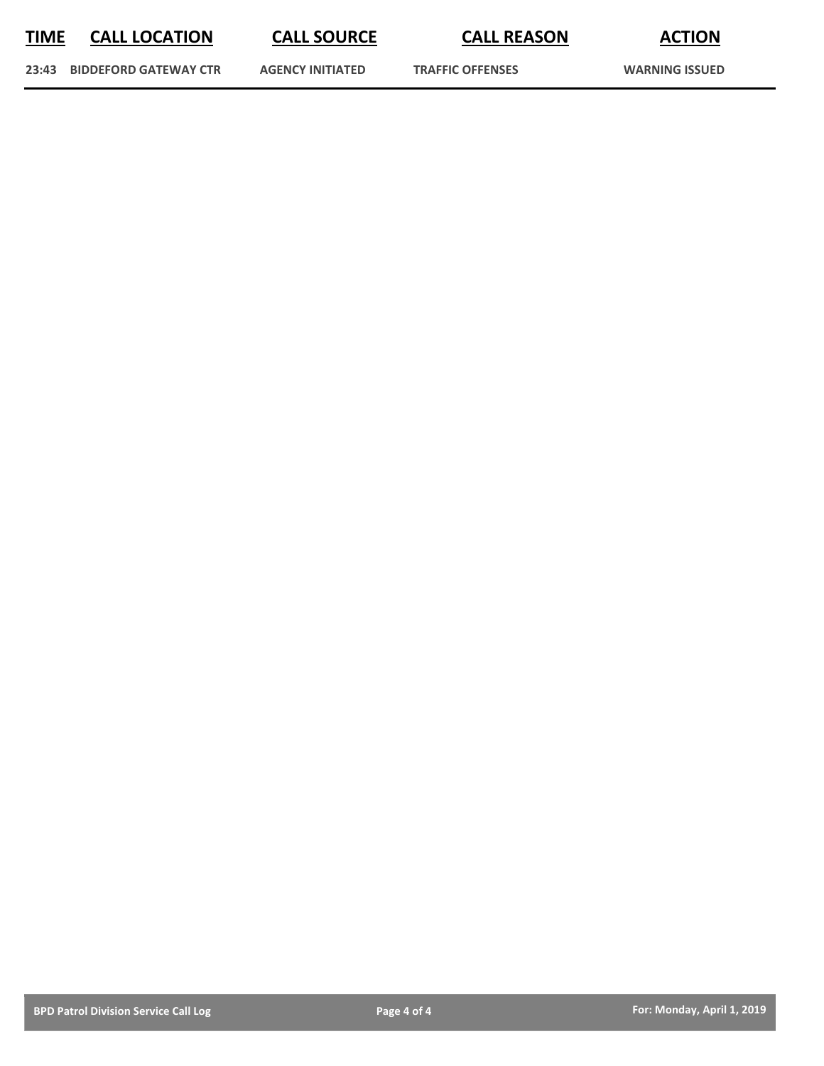| TIME | CALL LOCATION | CALL SOURCE | CALL REASON | ACTION |
| --- | --- | --- | --- | --- |
| 23:43 | BIDDEFORD GATEWAY CTR | AGENCY INITIATED | TRAFFIC OFFENSES | WARNING ISSUED |